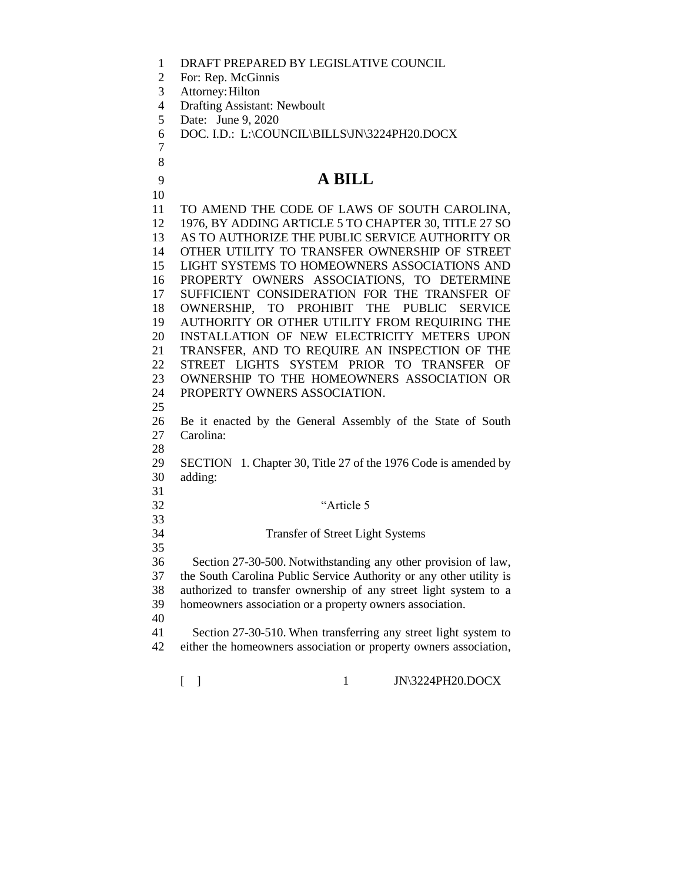DRAFT PREPARED BY LEGISLATIVE COUNCIL
For: Rep. McGinnis
Attorney: Hilton
Drafting Assistant: Newboult
Date: June 9, 2020
DOC. I.D.: L:\COUNCIL\BILLS\JN\3224PH20.DOCX

# A BILL

TO AMEND THE CODE OF LAWS OF SOUTH CAROLINA, 1976, BY ADDING ARTICLE 5 TO CHAPTER 30, TITLE 27 SO AS TO AUTHORIZE THE PUBLIC SERVICE AUTHORITY OR OTHER UTILITY TO TRANSFER OWNERSHIP OF STREET LIGHT SYSTEMS TO HOMEOWNERS ASSOCIATIONS AND PROPERTY OWNERS ASSOCIATIONS, TO DETERMINE SUFFICIENT CONSIDERATION FOR THE TRANSFER OF OWNERSHIP, TO PROHIBIT THE PUBLIC SERVICE AUTHORITY OR OTHER UTILITY FROM REQUIRING THE INSTALLATION OF NEW ELECTRICITY METERS UPON TRANSFER, AND TO REQUIRE AN INSPECTION OF THE STREET LIGHTS SYSTEM PRIOR TO TRANSFER OF OWNERSHIP TO THE HOMEOWNERS ASSOCIATION OR PROPERTY OWNERS ASSOCIATION.

Be it enacted by the General Assembly of the State of South Carolina:

SECTION 1. Chapter 30, Title 27 of the 1976 Code is amended by adding:

"Article 5

Transfer of Street Light Systems

Section 27-30-500. Notwithstanding any other provision of law, the South Carolina Public Service Authority or any other utility is authorized to transfer ownership of any street light system to a homeowners association or a property owners association.

Section 27-30-510. When transferring any street light system to either the homeowners association or property owners association,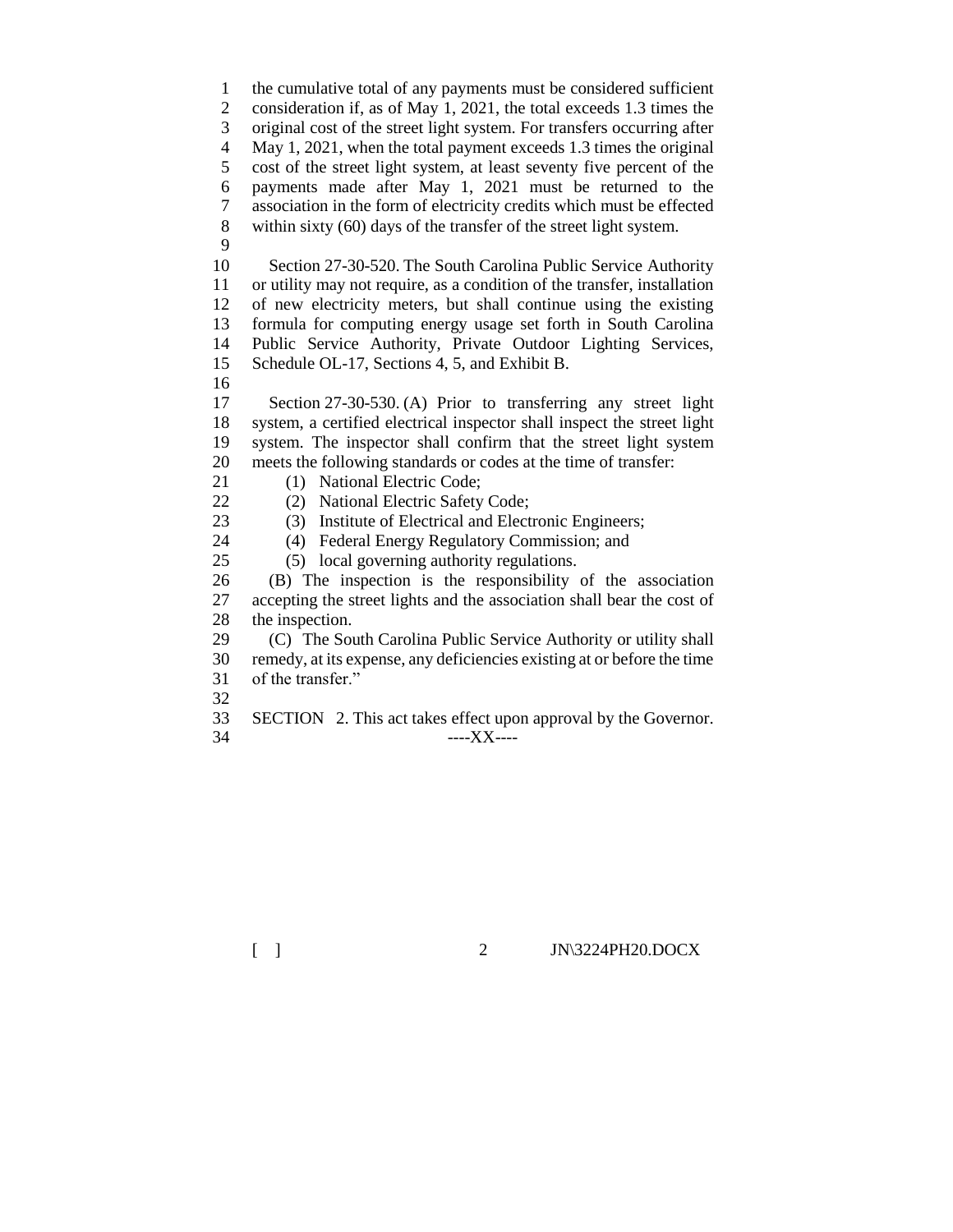the cumulative total of any payments must be considered sufficient consideration if, as of May 1, 2021, the total exceeds 1.3 times the original cost of the street light system. For transfers occurring after May 1, 2021, when the total payment exceeds 1.3 times the original cost of the street light system, at least seventy five percent of the payments made after May 1, 2021 must be returned to the association in the form of electricity credits which must be effected within sixty (60) days of the transfer of the street light system.

Section 27-30-520. The South Carolina Public Service Authority or utility may not require, as a condition of the transfer, installation of new electricity meters, but shall continue using the existing formula for computing energy usage set forth in South Carolina Public Service Authority, Private Outdoor Lighting Services, Schedule OL-17, Sections 4, 5, and Exhibit B.

Section 27-30-530. (A) Prior to transferring any street light system, a certified electrical inspector shall inspect the street light system. The inspector shall confirm that the street light system meets the following standards or codes at the time of transfer:

(1) National Electric Code;

(2) National Electric Safety Code;

(3) Institute of Electrical and Electronic Engineers;

(4) Federal Energy Regulatory Commission; and

(5) local governing authority regulations.

(B) The inspection is the responsibility of the association accepting the street lights and the association shall bear the cost of the inspection.

(C) The South Carolina Public Service Authority or utility shall remedy, at its expense, any deficiencies existing at or before the time of the transfer."

SECTION 2. This act takes effect upon approval by the Governor.

----XX----